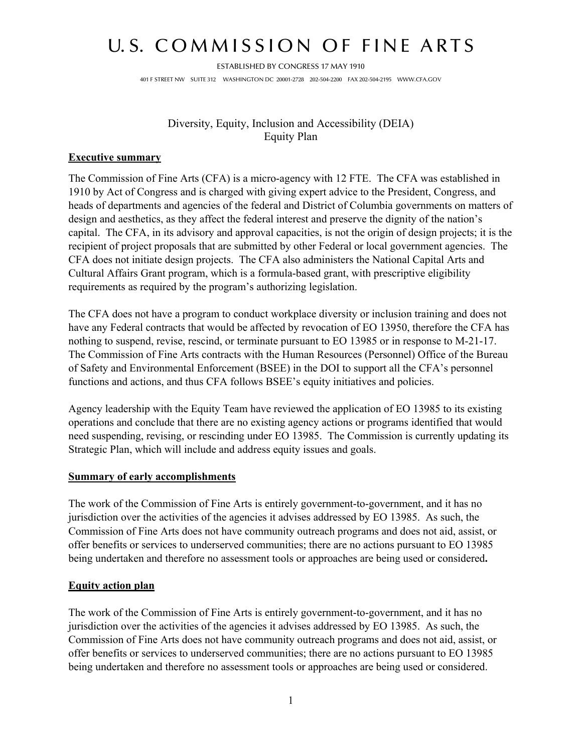# U.S. COMMISSION OF FINE ARTS

ESTABLISHED BY CONGRESS 17 MAY 1910

401 F STREET NW SUITE 312 WASHINGTON DC 20001-2728 202-504-2200 FAX 202-504-2195 WWW.CFA.GOV

## Diversity, Equity, Inclusion and Accessibility (DEIA) Equity Plan

**Executive summary**

The Commission of Fine Arts (CFA) is a micro-agency with 12 FTE. The CFA was established in 1910 by Act of Congress and is charged with giving expert advice to the President, Congress, and heads of departments and agencies of the federal and District of Columbia governments on matters of design and aesthetics, as they affect the federal interest and preserve the dignity of the nation's capital. The CFA, in its advisory and approval capacities, is not the origin of design projects; it is the recipient of project proposals that are submitted by other Federal or local government agencies. The CFA does not initiate design projects. The CFA also administers the National Capital Arts and Cultural Affairs Grant program, which is a formula-based grant, with prescriptive eligibility requirements as required by the program's authorizing legislation.

The CFA does not have a program to conduct workplace diversity or inclusion training and does not have any Federal contracts that would be affected by revocation of EO 13950, therefore the CFA has nothing to suspend, revise, rescind, or terminate pursuant to EO 13985 or in response to M-21-17. The Commission of Fine Arts contracts with the Human Resources (Personnel) Office of the Bureau of Safety and Environmental Enforcement (BSEE) in the DOI to support all the CFA's personnel functions and actions, and thus CFA follows BSEE's equity initiatives and policies.

Agency leadership with the Equity Team have reviewed the application of EO 13985 to its existing operations and conclude that there are no existing agency actions or programs identified that would need suspending, revising, or rescinding under EO 13985. The Commission is currently updating its Strategic Plan, which will include and address equity issues and goals.

**Summary of early accomplishments**

The work of the Commission of Fine Arts is entirely government-to-government, and it has no jurisdiction over the activities of the agencies it advises addressed by EO 13985. As such, the Commission of Fine Arts does not have community outreach programs and does not aid, assist, or offer benefits or services to underserved communities; there are no actions pursuant to EO 13985 being undertaken and therefore no assessment tools or approaches are being used or considered**.**

**Equity action plan**

The work of the Commission of Fine Arts is entirely government-to-government, and it has no jurisdiction over the activities of the agencies it advises addressed by EO 13985. As such, the Commission of Fine Arts does not have community outreach programs and does not aid, assist, or offer benefits or services to underserved communities; there are no actions pursuant to EO 13985 being undertaken and therefore no assessment tools or approaches are being used or considered.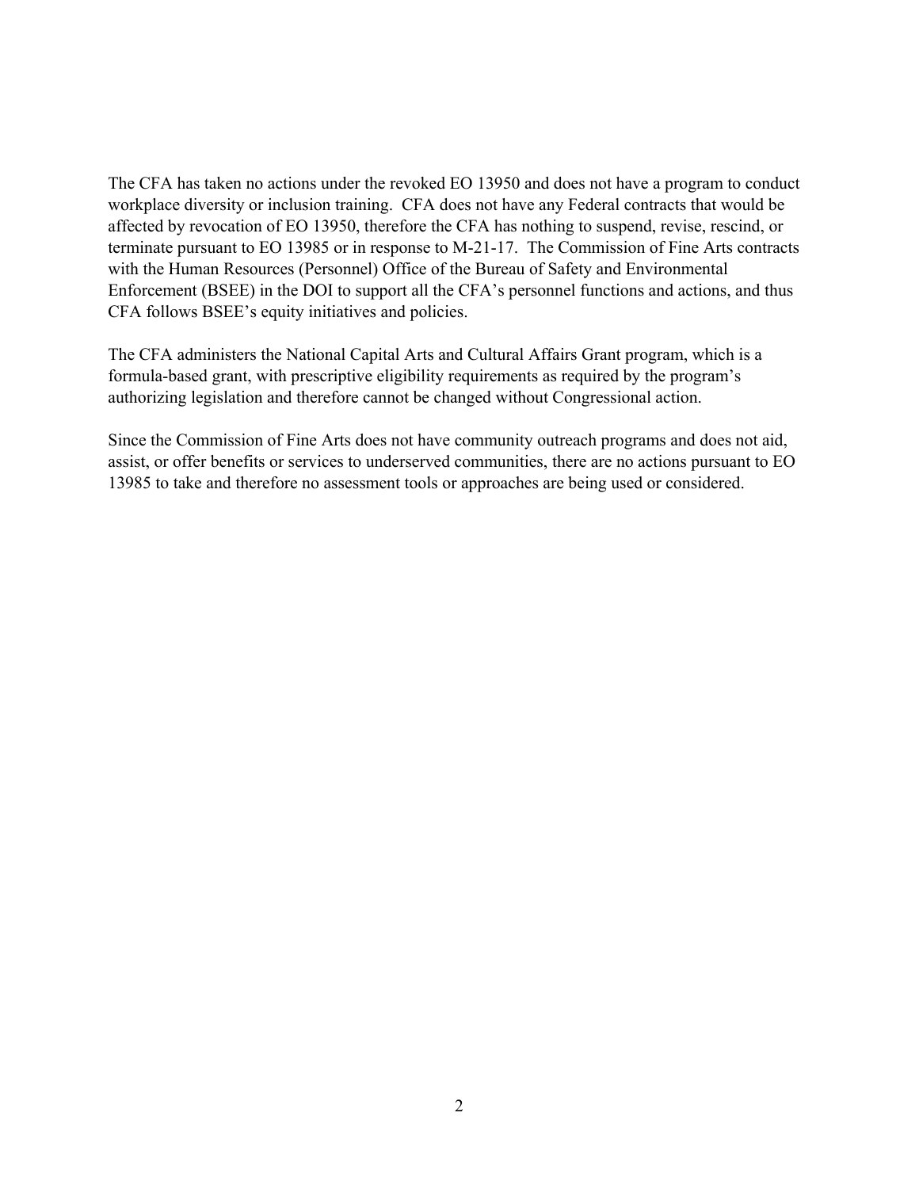The CFA has taken no actions under the revoked EO 13950 and does not have a program to conduct workplace diversity or inclusion training. CFA does not have any Federal contracts that would be affected by revocation of EO 13950, therefore the CFA has nothing to suspend, revise, rescind, or terminate pursuant to EO 13985 or in response to M-21-17. The Commission of Fine Arts contracts with the Human Resources (Personnel) Office of the Bureau of Safety and Environmental Enforcement (BSEE) in the DOI to support all the CFA's personnel functions and actions, and thus CFA follows BSEE's equity initiatives and policies.

The CFA administers the National Capital Arts and Cultural Affairs Grant program, which is a formula-based grant, with prescriptive eligibility requirements as required by the program's authorizing legislation and therefore cannot be changed without Congressional action.

Since the Commission of Fine Arts does not have community outreach programs and does not aid, assist, or offer benefits or services to underserved communities, there are no actions pursuant to EO 13985 to take and therefore no assessment tools or approaches are being used or considered.